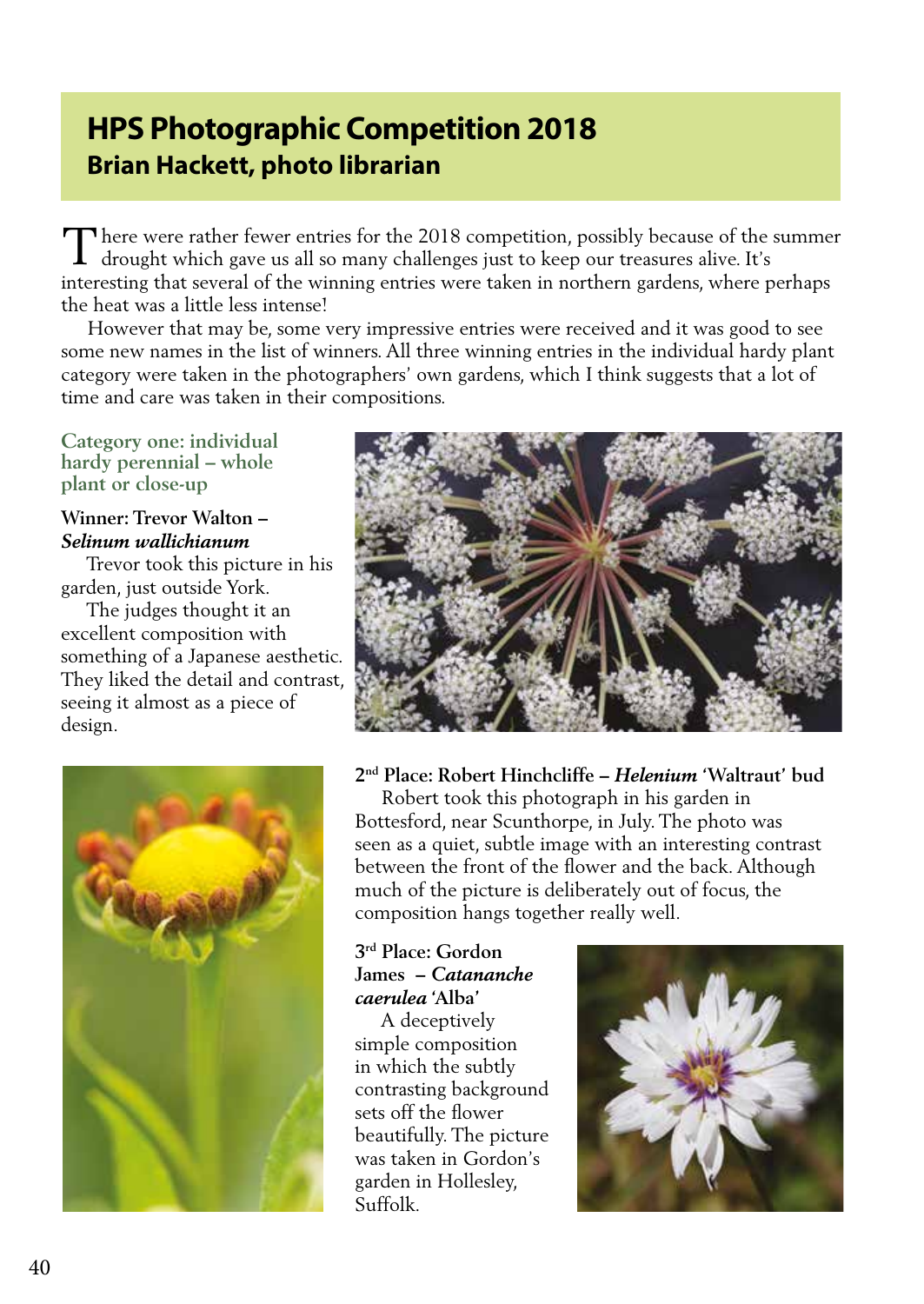# HPS Photographic Competition 2018

## Brian Hackett, photo librarian

There were rather fewer entries for the 2018 competition, possibly because of the summer drought which gave us all so many challenges just to keep our treasures alive. It's interesting that several of the winning entries were taken in northern gardens, where perhaps the heat was a little less intense!

However that may be, some very impressive entries were received and it was good to see some new names in the list of winners. All three winning entries in the individual hardy plant category were taken in the photographers' own gardens, which I think suggests that a lot of time and care was taken in their compositions.

### Category one: individual hardy perennial – whole plant or close-up

**Winner: Trevor Walton – *Selinum wallichianum***

Trevor took this picture in his garden, just outside York.

The judges thought it an excellent composition with something of a Japanese aesthetic. They liked the detail and contrast, seeing it almost as a piece of design.

**2nd Place: Robert Hinchcliffe – *Helenium* 'Waltraut' bud**

Robert took this photograph in his garden in Bottesford, near Scunthorpe, in July. The photo was seen as a quiet, subtle image with an interesting contrast between the front of the flower and the back. Although much of the picture is deliberately out of focus, the composition hangs together really well.

**3rd Place: Gordon James – *Catananche caerulea* 'Alba'**

A deceptively simple composition in which the subtly contrasting background sets off the flower beautifully. The picture was taken in Gordon's garden in Hollesley, Suffolk.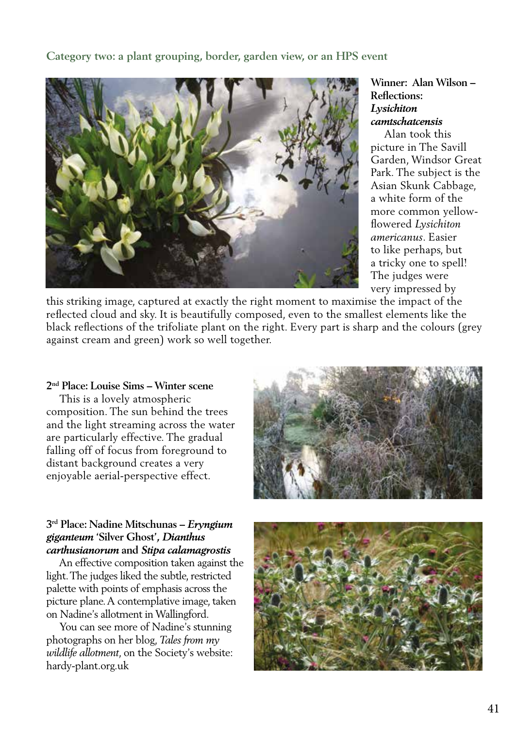## Category two: a plant grouping, border, garden view, or an HPS event

**Winner: Alan Wilson – Reflections: *Lysichiton camtschatcensis***

Alan took this picture in The Savill Garden, Windsor Great Park. The subject is the Asian Skunk Cabbage, a white form of the more common yellow-flowered *Lysichiton americanus*. Easier to like perhaps, but a tricky one to spell! The judges were very impressed by this striking image, captured at exactly the right moment to maximise the impact of the reflected cloud and sky. It is beautifully composed, even to the smallest elements like the black reflections of the trifoliate plant on the right. Every part is sharp and the colours (grey against cream and green) work so well together.

**2nd Place: Louise Sims – Winter scene**

This is a lovely atmospheric composition. The sun behind the trees and the light streaming across the water are particularly effective. The gradual falling off of focus from foreground to distant background creates a very enjoyable aerial-perspective effect.

**3rd Place: Nadine Mitschunas – *Eryngium giganteum* 'Silver Ghost', *Dianthus carthusianorum* and *Stipa calamagrostis***

An effective composition taken against the light. The judges liked the subtle, restricted palette with points of emphasis across the picture plane. A contemplative image, taken on Nadine's allotment in Wallingford.

You can see more of Nadine's stunning photographs on her blog, *Tales from my wildlife allotment*, on the Society's website: hardy-plant.org.uk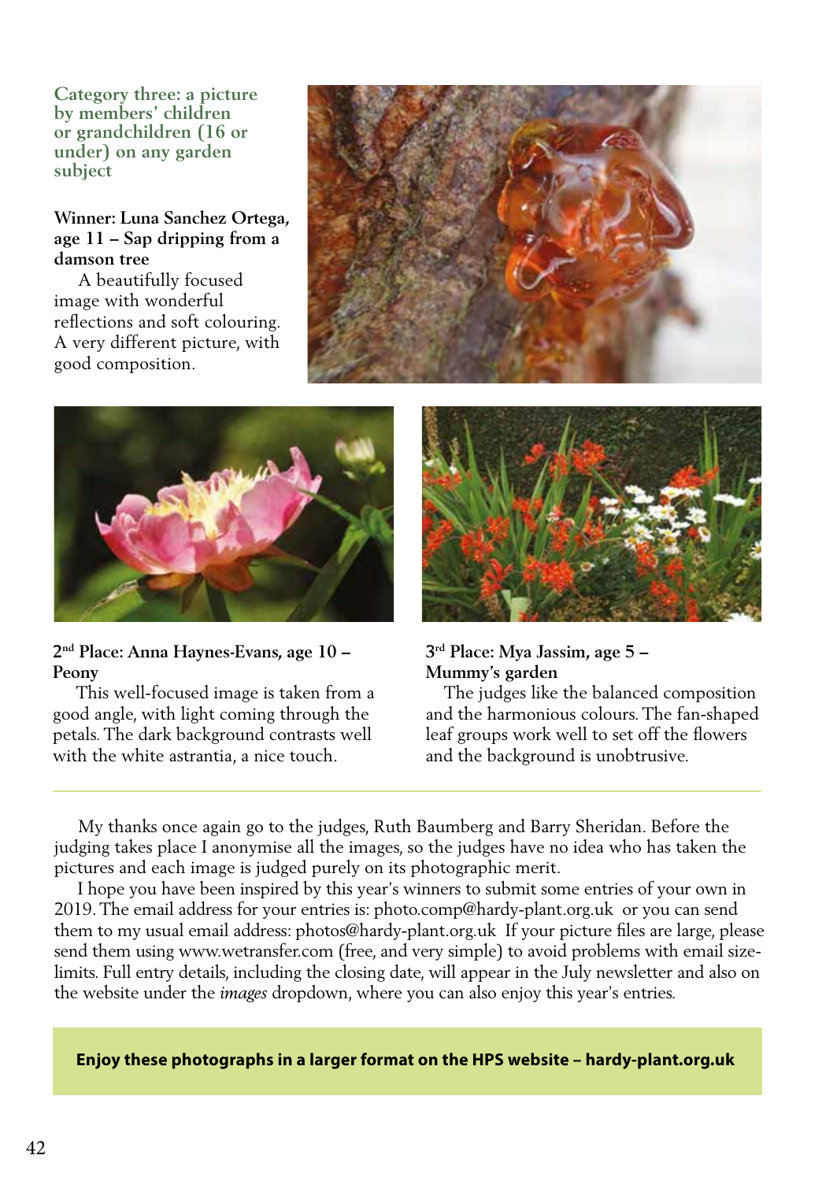### Category three: a picture by members' children or grandchildren (16 or under) on any garden subject

**Winner: Luna Sanchez Ortega, age 11 – Sap dripping from a damson tree**

A beautifully focused image with wonderful reflections and soft colouring. A very different picture, with good composition.

**2nd Place: Anna Haynes-Evans, age 10 – Peony**

This well-focused image is taken from a good angle, with light coming through the petals. The dark background contrasts well with the white astrantia, a nice touch.

**3rd Place: Mya Jassim, age 5 – Mummy's garden**

The judges like the balanced composition and the harmonious colours. The fan-shaped leaf groups work well to set off the flowers and the background is unobtrusive.

---

My thanks once again go to the judges, Ruth Baumberg and Barry Sheridan. Before the judging takes place I anonymise all the images, so the judges have no idea who has taken the pictures and each image is judged purely on its photographic merit.

I hope you have been inspired by this year's winners to submit some entries of your own in 2019. The email address for your entries is: photo.comp@hardy-plant.org.uk or you can send them to my usual email address: photos@hardy-plant.org.uk If your picture files are large, please send them using www.wetransfer.com (free, and very simple) to avoid problems with email size-limits. Full entry details, including the closing date, will appear in the July newsletter and also on the website under the *images* dropdown, where you can also enjoy this year's entries.

**Enjoy these photographs in a larger format on the HPS website – hardy-plant.org.uk**